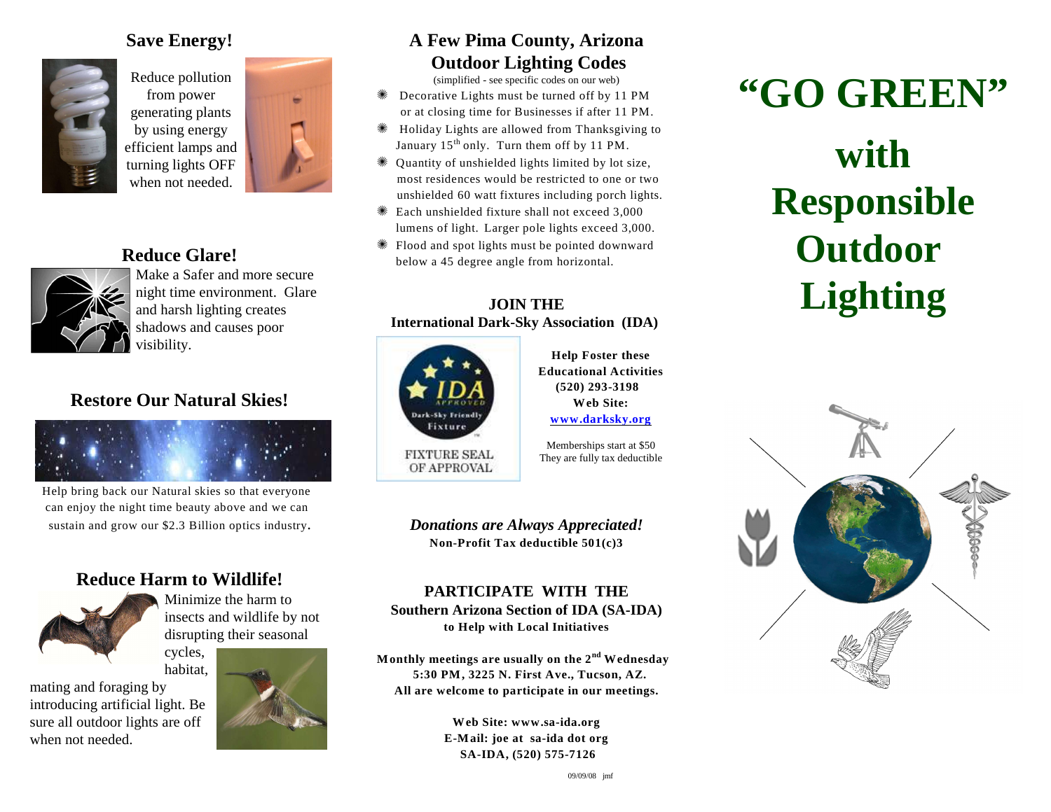## Save Energy!

Reduce pollution from power generating plants by using energy efficient lamps and turning lights OFF when not needed.

## Reduce Glare!

Make a Safer and more secure night time environment. Glare and harsh lighting creates shadows and causes poor visibility.

## Restore Our Natural Skies!

Help bring back our Natural skies so that everyone can enjoy the night time beauty above and we can sustain and grow our $2.3 Billion optics industry.

## Reduce Harm to Wildlife!

Minimize the harm to insects and wildlife by not disrupting their seasonal cycles, habitat, mating and foraging by introducing artificial light. Be sure all outdoor lights are off when not needed.

## A Few Pima County, Arizona Outdoor Lighting Codes

(simplified - see specific codes on our web)

- Decorative Lights must be turned off by 11 PM or at closing time for Businesses if after 11 PM.
- Holiday Lights are allowed from Thanksgiving to January 15th only. Turn them off by 11 PM.
- Quantity of unshielded lights limited by lot size, most residences would be restricted to one or two unshielded 60 watt fixtures including porch lights.
- Each unshielded fixture shall not exceed 3,000 lumens of light. Larger pole lights exceed 3,000.
- Flood and spot lights must be pointed downward below a 45 degree angle from horizontal.

**JOIN THE**
**International Dark-Sky Association (IDA)**

FIXTURE SEAL OF APPROVAL

**Help Foster these Educational Activities**
**(520) 293-3198**
**Web Site:**
**www.darksky.org**

Memberships start at $50
They are fully tax deductible

***Donations are Always Appreciated!***
**Non-Profit Tax deductible 501(c)3**

**PARTICIPATE WITH THE**
**Southern Arizona Section of IDA (SA-IDA)**
**to Help with Local Initiatives**

**Monthly meetings are usually on the 2nd Wednesday 5:30 PM, 3225 N. First Ave., Tucson, AZ.**
**All are welcome to participate in our meetings.**

**Web Site: www.sa-ida.org**
**E-Mail: joe at sa-ida dot org**
**SA-IDA, (520) 575-7126**

09/09/08 jmf

# "GO GREEN" with Responsible Outdoor Lighting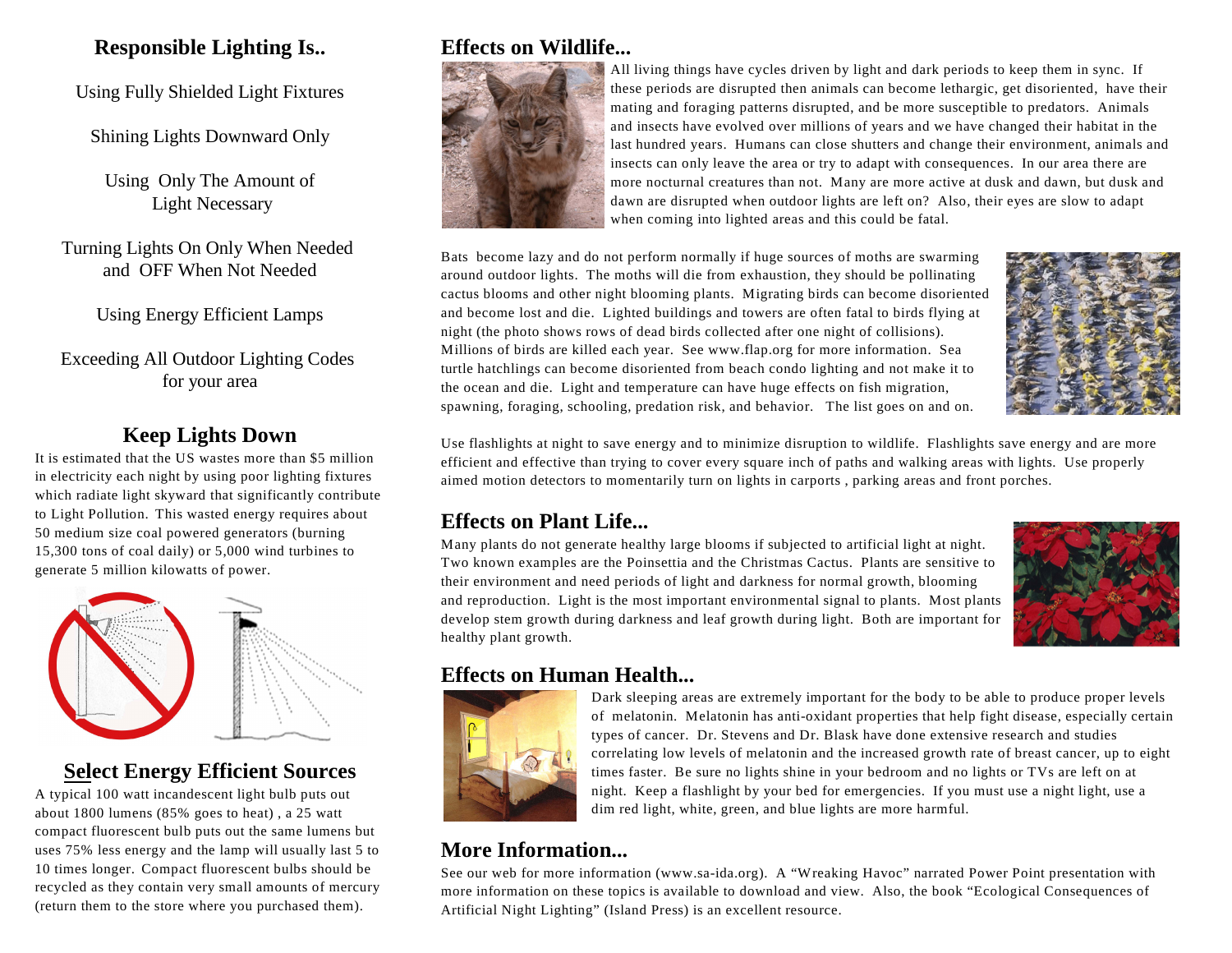## Responsible Lighting Is..

Using Fully Shielded Light Fixtures

Shining Lights Downward Only

Using Only The Amount of Light Necessary

Turning Lights On Only When Needed and OFF When Not Needed

Using Energy Efficient Lamps

Exceeding All Outdoor Lighting Codes for your area

## Keep Lights Down

It is estimated that the US wastes more than $5 million in electricity each night by using poor lighting fixtures which radiate light skyward that significantly contribute to Light Pollution. This wasted energy requires about 50 medium size coal powered generators (burning 15,300 tons of coal daily) or 5,000 wind turbines to generate 5 million kilowatts of power.

## Select Energy Efficient Sources

A typical 100 watt incandescent light bulb puts out about 1800 lumens (85% goes to heat) , a 25 watt compact fluorescent bulb puts out the same lumens but uses 75% less energy and the lamp will usually last 5 to 10 times longer. Compact fluorescent bulbs should be recycled as they contain very small amounts of mercury (return them to the store where you purchased them).

## Effects on Wildlife...

All living things have cycles driven by light and dark periods to keep them in sync. If these periods are disrupted then animals can become lethargic, get disoriented, have their mating and foraging patterns disrupted, and be more susceptible to predators. Animals and insects have evolved over millions of years and we have changed their habitat in the last hundred years. Humans can close shutters and change their environment, animals and insects can only leave the area or try to adapt with consequences. In our area there are more nocturnal creatures than not. Many are more active at dusk and dawn, but dusk and dawn are disrupted when outdoor lights are left on? Also, their eyes are slow to adapt when coming into lighted areas and this could be fatal.

Bats become lazy and do not perform normally if huge sources of moths are swarming around outdoor lights. The moths will die from exhaustion, they should be pollinating cactus blooms and other night blooming plants. Migrating birds can become disoriented and become lost and die. Lighted buildings and towers are often fatal to birds flying at night (the photo shows rows of dead birds collected after one night of collisions). Millions of birds are killed each year. See www.flap.org for more information. Sea turtle hatchlings can become disoriented from beach condo lighting and not make it to the ocean and die. Light and temperature can have huge effects on fish migration, spawning, foraging, schooling, predation risk, and behavior. The list goes on and on.

Use flashlights at night to save energy and to minimize disruption to wildlife. Flashlights save energy and are more efficient and effective than trying to cover every square inch of paths and walking areas with lights. Use properly aimed motion detectors to momentarily turn on lights in carports , parking areas and front porches.

## Effects on Plant Life...

Many plants do not generate healthy large blooms if subjected to artificial light at night. Two known examples are the Poinsettia and the Christmas Cactus. Plants are sensitive to their environment and need periods of light and darkness for normal growth, blooming and reproduction. Light is the most important environmental signal to plants. Most plants develop stem growth during darkness and leaf growth during light. Both are important for healthy plant growth.

## Effects on Human Health...

Dark sleeping areas are extremely important for the body to be able to produce proper levels of melatonin. Melatonin has anti-oxidant properties that help fight disease, especially certain types of cancer. Dr. Stevens and Dr. Blask have done extensive research and studies correlating low levels of melatonin and the increased growth rate of breast cancer, up to eight times faster. Be sure no lights shine in your bedroom and no lights or TVs are left on at night. Keep a flashlight by your bed for emergencies. If you must use a night light, use a dim red light, white, green, and blue lights are more harmful.

## More Information...

See our web for more information (www.sa-ida.org). A "Wreaking Havoc" narrated Power Point presentation with more information on these topics is available to download and view. Also, the book "Ecological Consequences of Artificial Night Lighting" (Island Press) is an excellent resource.